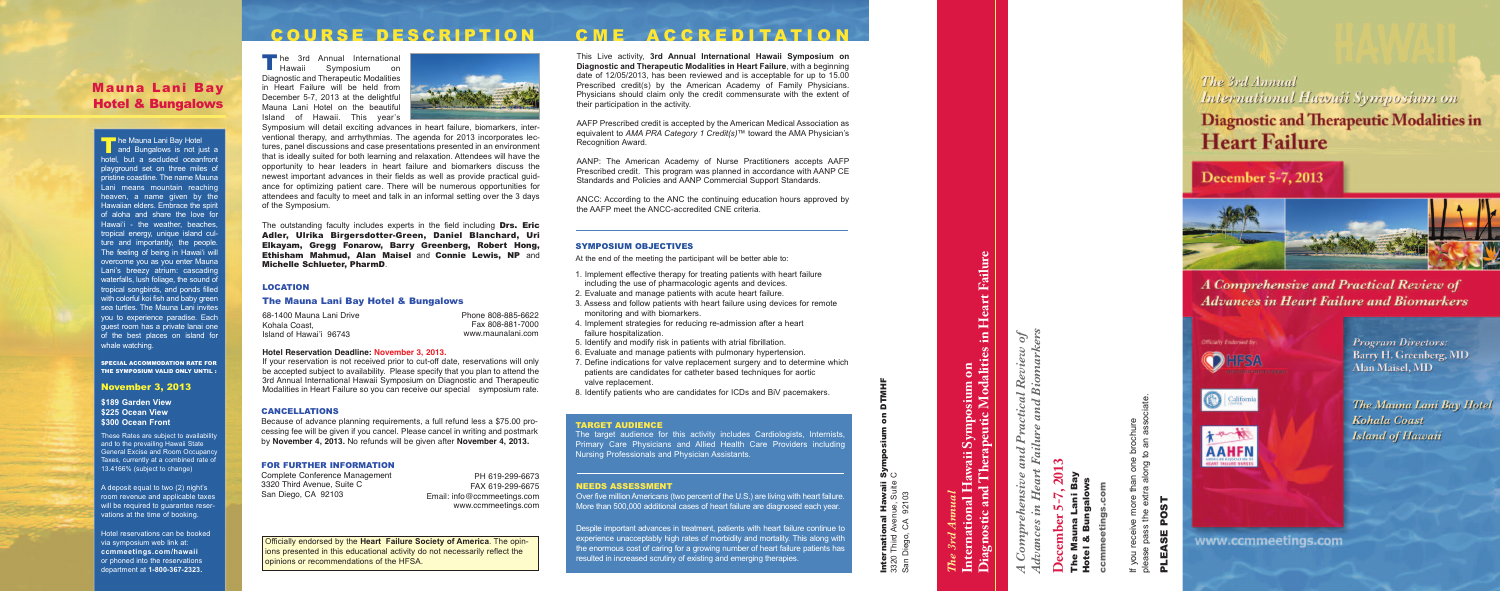# Mauna Lani Bay Hotel & Bungalows

The Mauna Lani Bay Hotel and Bungalows is not just a hotel, but a secluded oceanfront playground set on three miles of pristine coastline. The name Mauna Lani means mountain reaching heaven, a name given by the Hawaiian elders. Embrace the spirit of aloha and share the love for Hawai'i - the weather, beaches, tropical energy, unique island culture and importantly, the people. The feeling of being in Hawai'i will overcome you as you enter Mauna Lani's breezy atrium: cascading waterfalls, lush foliage, the sound of tropical songbirds, and ponds filled with colorful koi fish and baby green sea turtles. The Mauna Lani invites you to experience paradise. Each guest room has a private lanai one of the best places on island for whale watching.

**SPECIAL ACCOMMODATION RATE FOR THE SYMPOSIUM VALID ONLY UNTIL :**

### November 3, 2013

**$189 Garden View**
**$225 Ocean View**
**$300 Ocean Front**

These Rates are subject to availability and to the prevailing Hawaii State General Excise and Room Occupancy Taxes, currently at a combined rate of 13.4166% (subject to change)

A deposit equal to two (2) night's room revenue and applicable taxes will be required to guarantee reservations at the time of booking.

Hotel reservations can be booked via symposium web link at: **ccmmeetings.com/hawaii** or phoned into the reservations department at **1-800-367-2323.**

# COURSE DESCRIPTION

The 3rd Annual International Hawaii Symposium on Diagnostic and Therapeutic Modalities in Heart Failure will be held from December 5-7, 2013 at the delightful Mauna Lani Hotel on the beautiful Island of Hawaii. This year's Symposium will detail exciting advances in heart failure, biomarkers, interventional therapy, and arrhythmias. The agenda for 2013 incorporates lectures, panel discussions and case presentations presented in an environment that is ideally suited for both learning and relaxation. Attendees will have the opportunity to hear leaders in heart failure and biomarkers discuss the newest important advances in their fields as well as provide practical guidance for optimizing patient care. There will be numerous opportunities for attendees and faculty to meet and talk in an informal setting over the 3 days of the Symposium.

The outstanding faculty includes experts in the field including **Drs. Eric Adler, Ulrika Birgersdotter-Green, Daniel Blanchard, Uri Elkayam, Gregg Fonarow, Barry Greenberg, Robert Hong, Ethisham Mahmud, Alan Maisel** and **Connie Lewis, NP** and **Michelle Schlueter, PharmD**.

## LOCATION

### The Mauna Lani Bay Hotel & Bungalows

68-1400 Mauna Lani Drive
Kohala Coast,
Island of Hawai'i 96743

Phone 808-885-6622
Fax 808-881-7000
www.maunalani.com

**Hotel Reservation Deadline: November 3, 2013.**
If your reservation is not received prior to cut-off date, reservations will only be accepted subject to availability. Please specify that you plan to attend the 3rd Annual International Hawaii Symposium on Diagnostic and Therapeutic Modalities in Heart Failure so you can receive our special symposium rate.

## CANCELLATIONS

Because of advance planning requirements, a full refund less a $75.00 processing fee will be given if you cancel. Please cancel in writing and postmark by **November 4, 2013.** No refunds will be given after **November 4, 2013.**

## FOR FURTHER INFORMATION

Complete Conference Management
3320 Third Avenue, Suite C
San Diego, CA 92103

PH 619-299-6673
FAX 619-299-6675
Email: info@ccmmeetings.com
www.ccmmeetings.com

Officially endorsed by the **Heart Failure Society of America**. The opinions presented in this educational activity do not necessarily reflect the opinions or recommendations of the HFSA.

# CME ACCREDITATION

This Live activity, **3rd Annual International Hawaii Symposium on Diagnostic and Therapeutic Modalities in Heart Failure**, with a beginning date of 12/05/2013, has been reviewed and is acceptable for up to 15.00 Prescribed credit(s) by the American Academy of Family Physicians. Physicians should claim only the credit commensurate with the extent of their participation in the activity.

AAFP Prescribed credit is accepted by the American Medical Association as equivalent to *AMA PRA Category 1 Credit(s)*™ toward the AMA Physician's Recognition Award.

AANP: The American Academy of Nurse Practitioners accepts AAFP Prescribed credit. This program was planned in accordance with AANP CE Standards and Policies and AANP Commercial Support Standards.

ANCC: According to the ANC the continuing education hours approved by the AAFP meet the ANCC-accredited CNE criteria.

## SYMPOSIUM OBJECTIVES

At the end of the meeting the participant will be better able to:

1. Implement effective therapy for treating patients with heart failure including the use of pharmacologic agents and devices.
2. Evaluate and manage patients with acute heart failure.
3. Assess and follow patients with heart failure using devices for remote monitoring and with biomarkers.
4. Implement strategies for reducing re-admission after a heart failure hospitalization.
5. Identify and modify risk in patients with atrial fibrillation.
6. Evaluate and manage patients with pulmonary hypertension.
7. Define indications for valve replacement surgery and to determine which patients are candidates for catheter based techniques for aortic valve replacement.
8. Identify patients who are candidates for ICDs and BiV pacemakers.

## TARGET AUDIENCE

The target audience for this activity includes Cardiologists, Internists, Primary Care Physicians and Allied Health Care Providers including Nursing Professionals and Physician Assistants.

## NEEDS ASSESSMENT

Over five million Americans (two percent of the U.S.) are living with heart failure. More than 500,000 additional cases of heart failure are diagnosed each year.

Despite important advances in treatment, patients with heart failure continue to experience unacceptably high rates of morbidity and mortality. This along with the enormous cost of caring for a growing number of heart failure patients has resulted in increased scrutiny of existing and emerging therapies.

**International Hawaii Symposium on DTMHF**
3320 Third Avenue, Suite C
San Diego, CA 92103

*The 3rd Annual*
**International Hawaii Symposium on Diagnostic and Therapeutic Modalities in Heart Failure**

*A Comprehensive and Practical Review of Advances in Heart Failure and Biomarkers*

**December 5-7, 2013**
**The Mauna Lani Bay Hotel & Bungalows**
**ccmmeetings.com**

If you receive more than one brochure please pass the extra along to an associate.

**PLEASE POST**

*The 3rd Annual International Hawaii Symposium on*
# Diagnostic and Therapeutic Modalities in Heart Failure

## December 5-7, 2013

*A Comprehensive and Practical Review of Advances in Heart Failure and Biomarkers*

Officially Endorsed By: HFSA

*Program Directors:*
Barry H. Greenberg, MD
Alan Maisel, MD

*The Mauna Lani Bay Hotel*
*Kohala Coast*
*Island of Hawaii*

www.ccmmeetings.com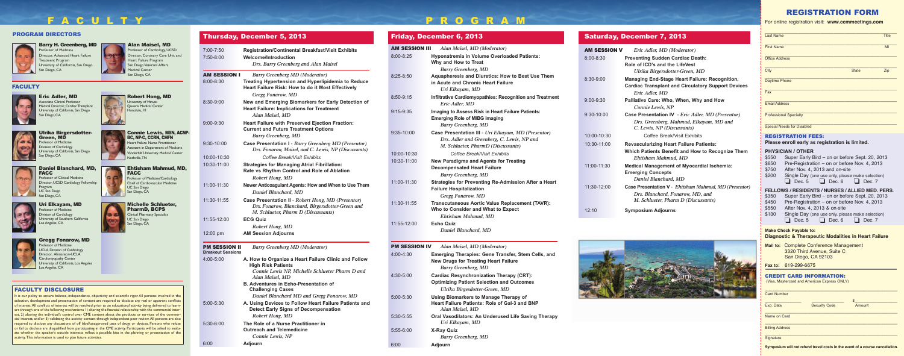# FACULTY

## PROGRAM DIRECTORS

**Barry H. Greenberg, MD**
Professor of Medicine
Director, Advanced Heart Failure Treatment Program
University of California, San Diego
San Diego, CA

**Alan Maisel, MD**
Professor of Cardiology, UCSD
Director, Coronary Care Unit and Heart Failure Program
San Diego Veterans Affairs Medical Center
San Diego, CA

## FACULTY

**Eric Adler, MD**
Associate Clinical Professor
Medical Director, Cardiac Transplant
University of California, San Diego
San Diego, CA

**Robert Hong, MD**
University of Hawaii
Queens Medical Center
Honolulu, HI

**Ulrika Birgersdotter-Green, MD**
Professor of Medicine
Division of Cardiology
University of California, San Diego
San Diego, CA

**Connie Lewis, MSN, ACNP-BC, NP-C, CCRN, CHFN**
Heart Failure Nurse Practitioner
Assistant in Department of Medicine
Vanderbilt University Medical Center
Nashville, TN

**Daniel Blanchard, MD, FACC**
Professor of Clinical Medicine
Director, UCSD Cardiology Fellowship Program
UC San Diego
San Diego, CA

**Ehtisham Mahmud, MD, FACC**
Professor of Medicine/Cardiology
Chief of Cardiovascular Medicine
UC San Diego
San Diego, CA

**Uri Elkayam, MD**
Professor of Medicine
Division of Cardiology
University of Southern California
Los Angeles, CA

**Michelle Schlueter, PharmD, BCPS**
Clinical Pharmacy Specialist
UC San Diego
San Diego, CA

**Gregg Fonarow, MD**
Professor of Medicine
UCLA Division of Cardiology
Director, Ahmanson-UCLA Cardiomyopathy Center
University of California, Los Angeles
Los Angeles, CA

## FACULTY DISCLOSURE

It is our policy to ensure balance, independence, objectivity and scientific rigor. All persons involved in the selection, development and presentation of content are required to disclose any real or apparent conflicts of interest. All conflicts of interest will be resolved prior to an educational activity being delivered to learners through one of the following mechanisms 1) altering the financial relationship with the commercial interest, 2) altering the individual's control over CME content about the products or services of the commercial interest, and/or 3) validating the activity content through independent peer review. All persons are also required to disclose any discussions of off label/unapproved uses of drugs or devices. Persons who refuse or fail to disclose are disqualified from participating in the CME activity. Participants will be asked to evaluate whether the speaker's outside interests reflect a possible bias in the planning or presentation of the activity. This information is used to plan future activities.

# PROGRAM

## Thursday, December 5, 2013

| | |
|---|---|
| 7:00-7:50 | Registration/Continental Breakfast/Visit Exhibits |
| 7:50-8:00 | **Welcome/Introduction** *Drs. Barry Greenberg and Alan Maisel* |
| **AM SESSION I** | *Barry Greenberg, MD (Moderator)* |
| 8:00-8:30 | **Treating Hypertension and Hyperlipidemia to Reduce Heart Failure Risk: How to do it Most Effectively** *Gregg Fonarow, MD* |
| 8:30-9:00 | **New and Emerging Biomarkers for Early Detection of Heart Failure: Implications for Treatment** *Alan Maisel, MD* |
| 9:00-9:30 | **Heart Failure with Preserved Ejection Fraction: Current and Future Treatment Options** *Barry Greenberg, MD* |
| 9:30-10:00 | **Case Presentation I** - *Barry Greenberg MD (Presenter) Drs. Fonarow, Maisel, and C. Lewis, NP (Discussants)* |
| 10:00-10:30 | *Coffee Break/Visit Exhibits* |
| 10:30-11:00 | **Strategies for Managing Atrial Fibrillation: Rate vs Rhythm Control and Role of Ablation** *Robert Hong, MD* |
| 11:00-11:30 | **Newer Anticoagulant Agents: How and When to Use Them** *Daniel Blanchard, MD* |
| 11:30-11:55 | **Case Presentation II** - *Robert Hong, MD (Presenter) Drs. Fonarow, Blanchard, Birgersdotter-Green and M. Schlueter, Pharm D (Discussants)* |
| 11:55-12:00 | **ECG Quiz** *Robert Hong, MD* |
| 12:00 pm | **AM Session Adjourns** |
| **PM SESSION II** Breakout Sessions | *Barry Greenberg MD (Moderator)* |
| 4:00-5:00 | **A. How to Organize a Heart Failure Clinic and Follow High Risk Patients** *Connie Lewis NP, Michelle Schlueter Pharm D and Alan Maisel, MD* **B. Adventures in Echo-Presentation of Challenging Cases** *Daniel Blanchard MD and Gregg Fonarow, MD* |
| 5:00-5:30 | **A. Using Devices to Follow Heart Failure Patients and Detect Early Signs of Decompensation** *Robert Hong, MD* |
| 5:30-6:00 | **The Role of a Nurse Practitioner in Outreach and Telemedicine** *Connie Lewis, NP* |
| 6:00 | **Adjourn** |

## Friday, December 6, 2013

| | |
|---|---|
| **AM SESSION III** | *Alan Maisel, MD (Moderator)* |
| 8:00-8:25 | **Hyponatremia in Volume Overloaded Patients: Why and How to Treat** *Barry Greenberg, MD* |
| 8:25-8:50 | **Aquapheresis and Diuretics: How to Best Use Them in Acute and Chronic Heart Failure** *Uri Elkayam, MD* |
| 8:50-9:15 | **Infiltrative Cardiomyopathies: Recognition and Treatment** *Eric Adler, MD* |
| 9:15-9:35 | **Imaging to Assess Risk in Heart Failure Patients: Emerging Role of MIBG Imaging** *Barry Greenberg, MD* |
| 9:35-10:00 | **Case Presentation III** - *Uri Elkayam, MD (Presenter) Drs. Adler and Greenberg, C. Lewis, NP and M. Schlueter, PharmD (Discussants)* |
| 10:00-10:30 | *Coffee Break/Visit Exhibits* |
| 10:30-11:00 | **New Paradigms and Agents for Treating Decompensated Heart Failure** *Barry Greenberg, MD* |
| 11:00-11:30 | **Strategies for Preventing Re-Admission After a Heart Failure Hospitalization** *Gregg Fonarow, MD* |
| 11:30-11:55 | **Transcutaneous Aortic Valve Replacement (TAVR): Who to Consider and What to Expect** *Ehtisham Mahmud, MD* |
| 11:55-12:00 | **Echo Quiz** *Daniel Blanchard, MD* |
| **PM SESSION IV** | *Alan Maisel, MD (Moderator)* |
| 4:00-4:30 | **Emerging Therapies: Gene Transfer, Stem Cells, and New Drugs for Treating Heart Failure** *Barry Greenberg, MD* |
| 4:30-5:00 | **Cardiac Resynchronization Therapy (CRT): Optimizing Patient Selection and Outcomes** *Ulrika Birgersdotter-Green, MD* |
| 5:00-5:30 | **Using Biomarkers to Manage Therapy of Heart Failure Patients: Role of Gal-3 and BNP** *Alan Maisel, MD* |
| 5:30-5:55 | **Oral Vasodilators: An Underused Life Saving Therapy** *Uri Elkayam, MD* |
| 5:55-6:00 | **X-Ray Quiz** *Barry Greenberg, MD* |
| 6:00 | **Adjourn** |

## Saturday, December 7, 2013

| | |
|---|---|
| **AM SESSION V** | *Eric Adler, MD (Moderator)* |
| 8:00-8:30 | **Preventing Sudden Cardiac Death: Role of ICD's and the LifeVest** *Ulrika Birgersdotter-Green, MD* |
| 8:30-9:00 | **Managing End-Stage Heart Failure: Recognition, Cardiac Transplant and Circulatory Support Devices** *Eric Adler, MD* |
| 9:00-9:30 | **Palliative Care: Who, When, Why and How** *Connie Lewis, NP* |
| 9:30-10:00 | **Case Presentation IV** - *Eric Adler, MD (Presenter) Drs. Greenberg, Mahmud, Elkayam, MD and C. Lewis, NP (Discussants)* |
| 10:00-10:30 | Coffee Break/Visit Exhibits |
| 10:30-11:00 | **Revascularizing Heart Failure Patients: Which Patients Benefit and How to Recognize Them** *Ehtisham Mahmud, MD* |
| 11:00-11:30 | **Medical Management of Myocardial Ischemia: Emerging Concepts** *Daniel Blanchard, MD* |
| 11:30-12:00 | **Case Presentation V** - *Ehtisham Mahmud, MD (Presenter) Drs. Blanchard, Fonarow, MD, and M. Schlueter, Pharm D (Discussants)* |
| 12:10 | **Symposium Adjourns** |

# REGISTRATION FORM

For online registration visit: **www.ccmmeetings.com**

Last Name ______ Title ______
First Name ______ MI ______
Office Address ______
City ______ State ______ Zip ______
Daytime Phone ______
Fax ______
Email Address ______
Professional Specialty ______
Special Needs for Disabled ______

### REGISTRATION FEES:

**Please enroll early as registration is limited.**

**PHYSICIAN / OTHER**
- $550 Super Early Bird – on or before Sept. 20, 2013
- $650 Pre-Registration – on or before Nov. 4, 2013
- $750 After Nov. 4, 2013 and on-site
- $200 Single Day (one use only, please make selection) ☐ Dec. 5 ☐ Dec. 6 ☐ Dec. 7

**FELLOWS / RESIDENTS / NURSES / ALLIED MED. PERS.**
- $350 Super Early Bird – on or before Sept. 20, 2013
- $450 Pre-Registration – on or before Nov. 4, 2013
- $550 After Nov. 4, 2013 & on-site
- $130 Single Day (one use only, please make selection) ☐ Dec. 5 ☐ Dec. 6 ☐ Dec. 7

**Make Check Payable to:**
**Diagnostic & Therapeutic Modalities in Heart Failure**

**Mail to:** Complete Conference Management
3320 Third Avenue, Suite C
San Diego, CA 92103

**Fax to:** 619-299-6675

### CREDIT CARD INFORMATION:

(Visa, Mastercard and American Express ONLY)

Card Number ______
Exp. Date ______ Security Code ______ $ ______ Amount
Name on Card ______
Billing Address ______
Signature ______

**Symposium will not refund travel costs in the event of a course cancellation.**